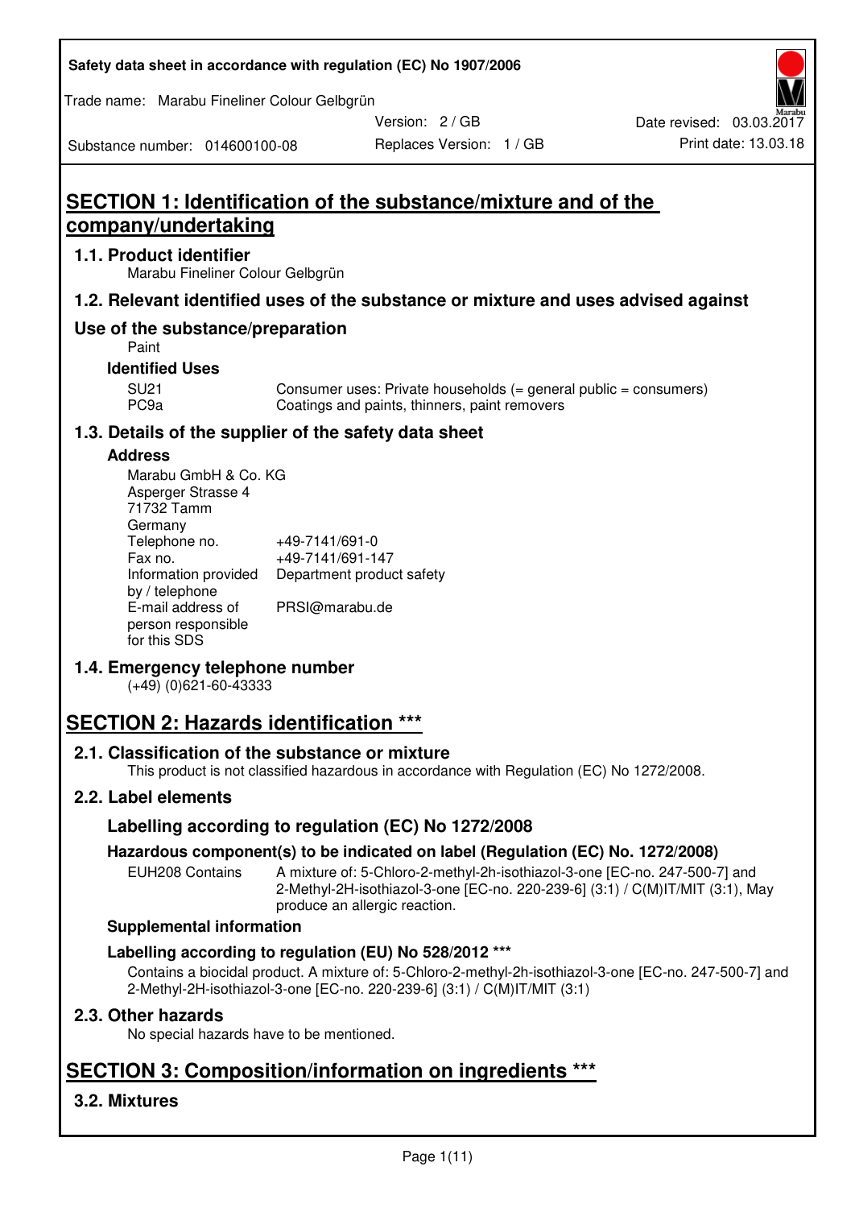Safety data sheet in accordance with regulation (EC) No 1907/2006

Trade name: Marabu Fineliner Colour Gelbgrün

Substance number: 014600100-08

Version: 2 / GB

Replaces Version: 1 / GB

Date revised: 03.03.2017

Print date: 13.03.18

# SECTION 1: Identification of the substance/mixture and of the company/undertaking

## 1.1. Product identifier

Marabu Fineliner Colour Gelbgrün

## 1.2. Relevant identified uses of the substance or mixture and uses advised against

## Use of the substance/preparation

Paint

### Identified Uses

| | |
|---|---|
| SU21 | Consumer uses: Private households (= general public = consumers) |
| PC9a | Coatings and paints, thinners, paint removers |

## 1.3. Details of the supplier of the safety data sheet

### Address

Marabu GmbH & Co. KG
Asperger Strasse 4
71732 Tamm
Germany

| | |
|---|---|
| Telephone no. | +49-7141/691-0 |
| Fax no. | +49-7141/691-147 |
| Information provided by / telephone | Department product safety |
| E-mail address of person responsible for this SDS | PRSI@marabu.de |

## 1.4. Emergency telephone number

(+49) (0)621-60-43333

# SECTION 2: Hazards identification ***

## 2.1. Classification of the substance or mixture

This product is not classified hazardous in accordance with Regulation (EC) No 1272/2008.

## 2.2. Label elements

### Labelling according to regulation (EC) No 1272/2008

### Hazardous component(s) to be indicated on label (Regulation (EC) No. 1272/2008)

| | |
|---|---|
| EUH208 Contains | A mixture of: 5-Chloro-2-methyl-2h-isothiazol-3-one [EC-no. 247-500-7] and 2-Methyl-2H-isothiazol-3-one [EC-no. 220-239-6] (3:1) / C(M)IT/MIT (3:1), May produce an allergic reaction. |

### Supplemental information

### Labelling according to regulation (EU) No 528/2012 ***

Contains a biocidal product. A mixture of: 5-Chloro-2-methyl-2h-isothiazol-3-one [EC-no. 247-500-7] and 2-Methyl-2H-isothiazol-3-one [EC-no. 220-239-6] (3:1) / C(M)IT/MIT (3:1)

## 2.3. Other hazards

No special hazards have to be mentioned.

# SECTION 3: Composition/information on ingredients ***

## 3.2. Mixtures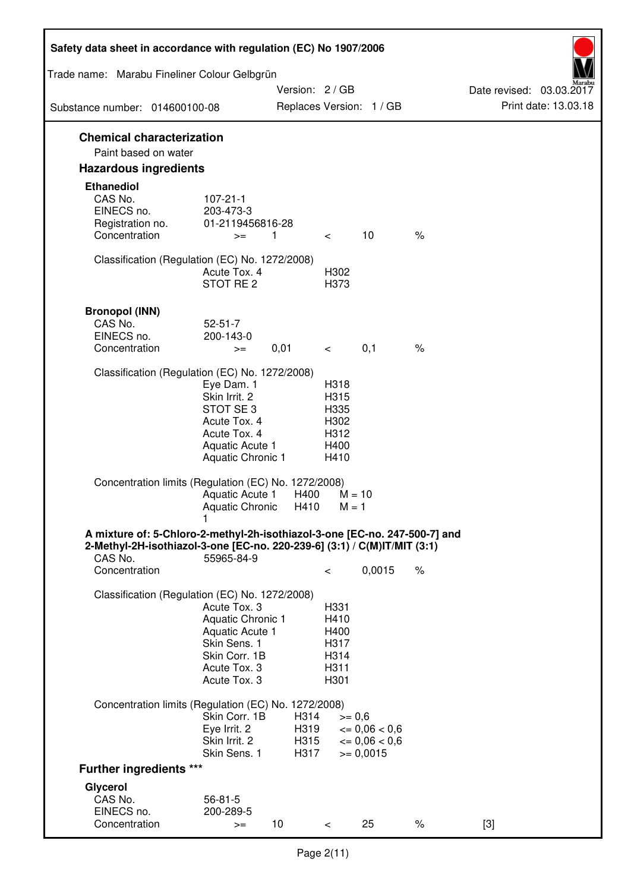## Chemical characterization

Paint based on water

## Hazardous ingredients

### Ethanediol

| | | | | | |
|---|---|---|---|---|---|
| CAS No. | 107-21-1 | | | | |
| EINECS no. | 203-473-3 | | | | |
| Registration no. | 01-2119456816-28 | | | | |
| Concentration | >= | 1 | < | 10 | % |

Classification (Regulation (EC) No. 1272/2008)

| | |
|---|---|
| Acute Tox. 4 | H302 |
| STOT RE 2 | H373 |

### Bronopol (INN)

| | | | | | |
|---|---|---|---|---|---|
| CAS No. | 52-51-7 | | | | |
| EINECS no. | 200-143-0 | | | | |
| Concentration | >= | 0,01 | < | 0,1 | % |

Classification (Regulation (EC) No. 1272/2008)

| | |
|---|---|
| Eye Dam. 1 | H318 |
| Skin Irrit. 2 | H315 |
| STOT SE 3 | H335 |
| Acute Tox. 4 | H302 |
| Acute Tox. 4 | H312 |
| Aquatic Acute 1 | H400 |
| Aquatic Chronic 1 | H410 |

Concentration limits (Regulation (EC) No. 1272/2008)

| | | |
|---|---|---|
| Aquatic Acute 1 | H400 | M = 10 |
| Aquatic Chronic 1 | H410 | M = 1 |

### A mixture of: 5-Chloro-2-methyl-2h-isothiazol-3-one [EC-no. 247-500-7] and 2-Methyl-2H-isothiazol-3-one [EC-no. 220-239-6] (3:1) / C(M)IT/MIT (3:1)

| | | | |
|---|---|---|---|
| CAS No. | 55965-84-9 | | |
| Concentration | < | 0,0015 | % |

Classification (Regulation (EC) No. 1272/2008)

| | |
|---|---|
| Acute Tox. 3 | H331 |
| Aquatic Chronic 1 | H410 |
| Aquatic Acute 1 | H400 |
| Skin Sens. 1 | H317 |
| Skin Corr. 1B | H314 |
| Acute Tox. 3 | H311 |
| Acute Tox. 3 | H301 |

Concentration limits (Regulation (EC) No. 1272/2008)

| | | |
|---|---|---|
| Skin Corr. 1B | H314 | >= 0,6 |
| Eye Irrit. 2 | H319 | <= 0,06 < 0,6 |
| Skin Irrit. 2 | H315 | <= 0,06 < 0,6 |
| Skin Sens. 1 | H317 | >= 0,0015 |

## Further ingredients ***

### Glycerol

| | | | | | | |
|---|---|---|---|---|---|---|
| CAS No. | 56-81-5 | | | | | |
| EINECS no. | 200-289-5 | | | | | |
| Concentration | >= | 10 | < | 25 | % | [3] |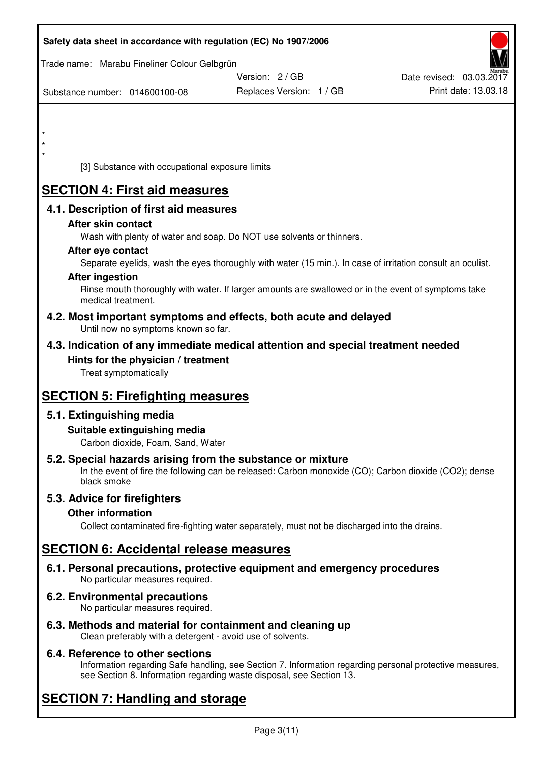*
*
*

[3] Substance with occupational exposure limits

# SECTION 4: First aid measures

## 4.1. Description of first aid measures

### After skin contact

Wash with plenty of water and soap. Do NOT use solvents or thinners.

### After eye contact

Separate eyelids, wash the eyes thoroughly with water (15 min.). In case of irritation consult an oculist.

### After ingestion

Rinse mouth thoroughly with water. If larger amounts are swallowed or in the event of symptoms take medical treatment.

## 4.2. Most important symptoms and effects, both acute and delayed

Until now no symptoms known so far.

## 4.3. Indication of any immediate medical attention and special treatment needed

### Hints for the physician / treatment

Treat symptomatically

# SECTION 5: Firefighting measures

## 5.1. Extinguishing media

### Suitable extinguishing media

Carbon dioxide, Foam, Sand, Water

## 5.2. Special hazards arising from the substance or mixture

In the event of fire the following can be released: Carbon monoxide (CO); Carbon dioxide ($CO_2$); dense black smoke

## 5.3. Advice for firefighters

### Other information

Collect contaminated fire-fighting water separately, must not be discharged into the drains.

# SECTION 6: Accidental release measures

## 6.1. Personal precautions, protective equipment and emergency procedures

No particular measures required.

## 6.2. Environmental precautions

No particular measures required.

## 6.3. Methods and material for containment and cleaning up

Clean preferably with a detergent - avoid use of solvents.

## 6.4. Reference to other sections

Information regarding Safe handling, see Section 7. Information regarding personal protective measures, see Section 8. Information regarding waste disposal, see Section 13.

# SECTION 7: Handling and storage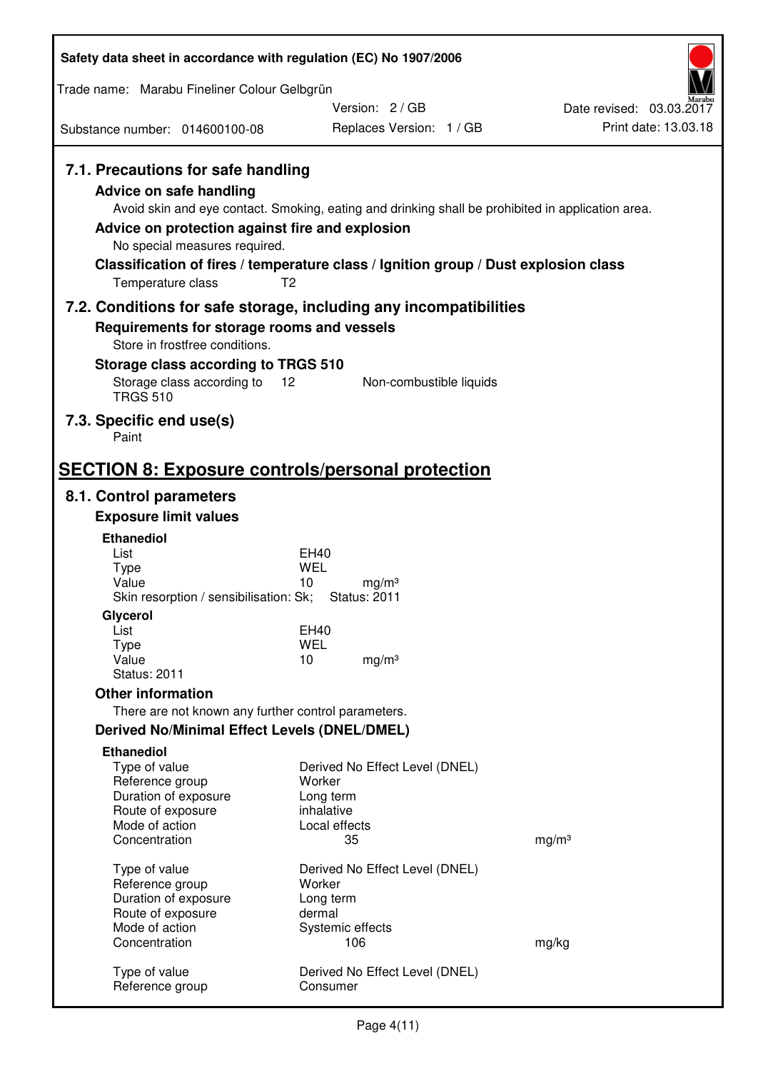## 7.1. Precautions for safe handling

### Advice on safe handling

Avoid skin and eye contact. Smoking, eating and drinking shall be prohibited in application area.

### Advice on protection against fire and explosion

No special measures required.

### Classification of fires / temperature class / Ignition group / Dust explosion class

| | |
|---|---|
| Temperature class | T2 |

## 7.2. Conditions for safe storage, including any incompatibilities

### Requirements for storage rooms and vessels

Store in frostfree conditions.

### Storage class according to TRGS 510

| | | |
|---|---|---|
| Storage class according to TRGS 510 | 12 | Non-combustible liquids |

## 7.3. Specific end use(s)

Paint

# SECTION 8: Exposure controls/personal protection

## 8.1. Control parameters

### Exposure limit values

**Ethanediol**

| | | |
|---|---|---|
| List | EH40 | |
| Type | WEL | |
| Value | 10 | mg/m³ |

Skin resorption / sensibilisation: Sk; Status: 2011

**Glycerol**

| | | |
|---|---|---|
| List | EH40 | |
| Type | WEL | |
| Value | 10 | mg/m³ |

Status: 2011

### Other information

There are not known any further control parameters.

### Derived No/Minimal Effect Levels (DNEL/DMEL)

**Ethanediol**

| | | |
|---|---|---|
| Type of value | Derived No Effect Level (DNEL) | |
| Reference group | Worker | |
| Duration of exposure | Long term | |
| Route of exposure | inhalative | |
| Mode of action | Local effects | |
| Concentration | 35 | mg/m³ |

| | | |
|---|---|---|
| Type of value | Derived No Effect Level (DNEL) | |
| Reference group | Worker | |
| Duration of exposure | Long term | |
| Route of exposure | dermal | |
| Mode of action | Systemic effects | |
| Concentration | 106 | mg/kg |

| | |
|---|---|
| Type of value | Derived No Effect Level (DNEL) |
| Reference group | Consumer |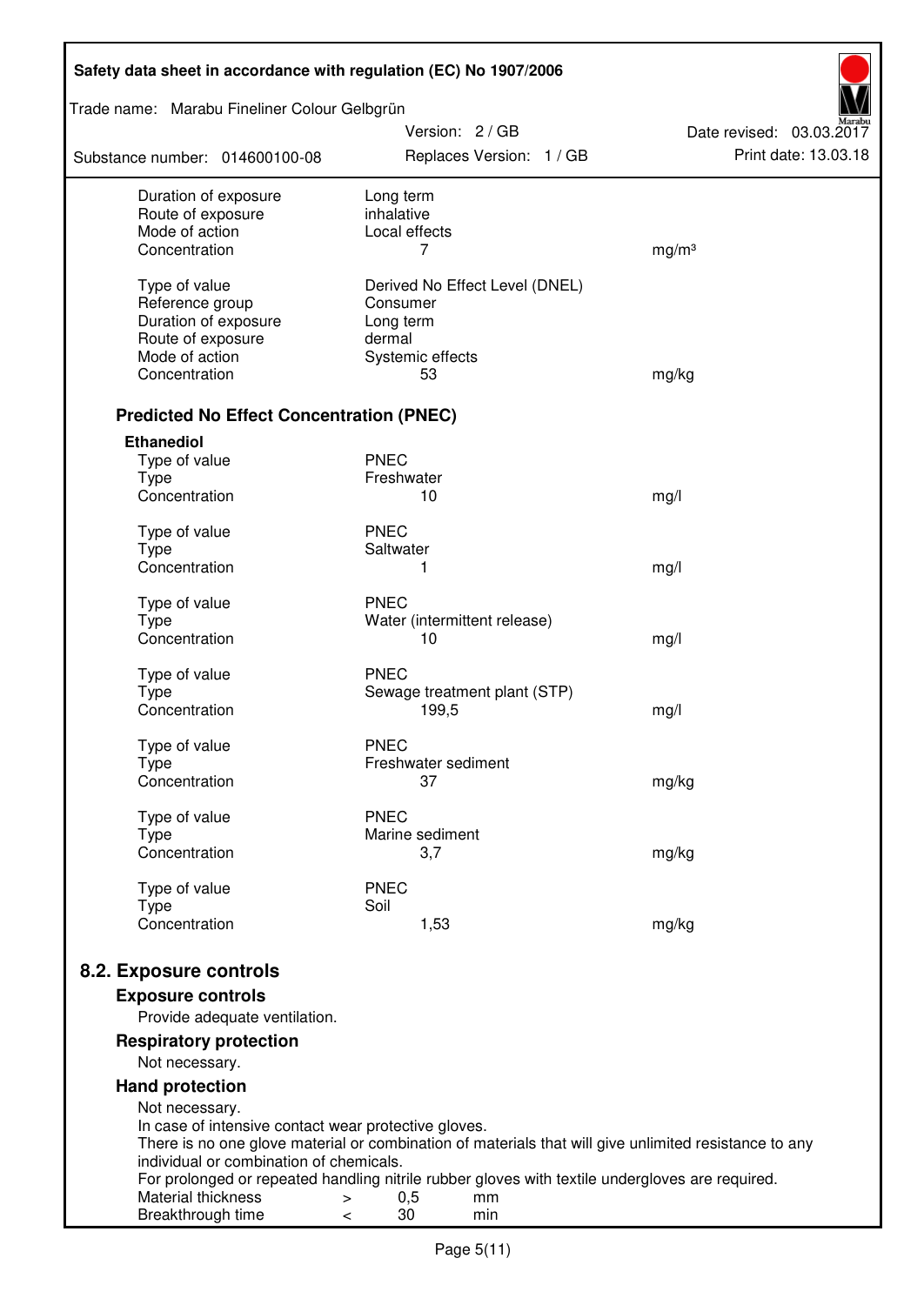| | | |
|---|---|---|
| Duration of exposure | Long term | |
| Route of exposure | inhalative | |
| Mode of action | Local effects | |
| Concentration | 7 | mg/m³ |

| | | |
|---|---|---|
| Type of value | Derived No Effect Level (DNEL) | |
| Reference group | Consumer | |
| Duration of exposure | Long term | |
| Route of exposure | dermal | |
| Mode of action | Systemic effects | |
| Concentration | 53 | mg/kg |

### Predicted No Effect Concentration (PNEC)

**Ethanediol**

| | | |
|---|---|---|
| Type of value | PNEC | |
| Type | Freshwater | |
| Concentration | 10 | mg/l |

| | | |
|---|---|---|
| Type of value | PNEC | |
| Type | Saltwater | |
| Concentration | 1 | mg/l |

| | | |
|---|---|---|
| Type of value | PNEC | |
| Type | Water (intermittent release) | |
| Concentration | 10 | mg/l |

| | | |
|---|---|---|
| Type of value | PNEC | |
| Type | Sewage treatment plant (STP) | |
| Concentration | 199,5 | mg/l |

| | | |
|---|---|---|
| Type of value | PNEC | |
| Type | Freshwater sediment | |
| Concentration | 37 | mg/kg |

| | | |
|---|---|---|
| Type of value | PNEC | |
| Type | Marine sediment | |
| Concentration | 3,7 | mg/kg |

| | | |
|---|---|---|
| Type of value | PNEC | |
| Type | Soil | |
| Concentration | 1,53 | mg/kg |

## 8.2. Exposure controls

### Exposure controls

Provide adequate ventilation.

### Respiratory protection

Not necessary.

### Hand protection

Not necessary.
In case of intensive contact wear protective gloves.
There is no one glove material or combination of materials that will give unlimited resistance to any individual or combination of chemicals.
For prolonged or repeated handling nitrile rubber gloves with textile undergloves are required.

| | | | |
|---|---|---|---|
| Material thickness | > | 0,5 | mm |
| Breakthrough time | < | 30 | min |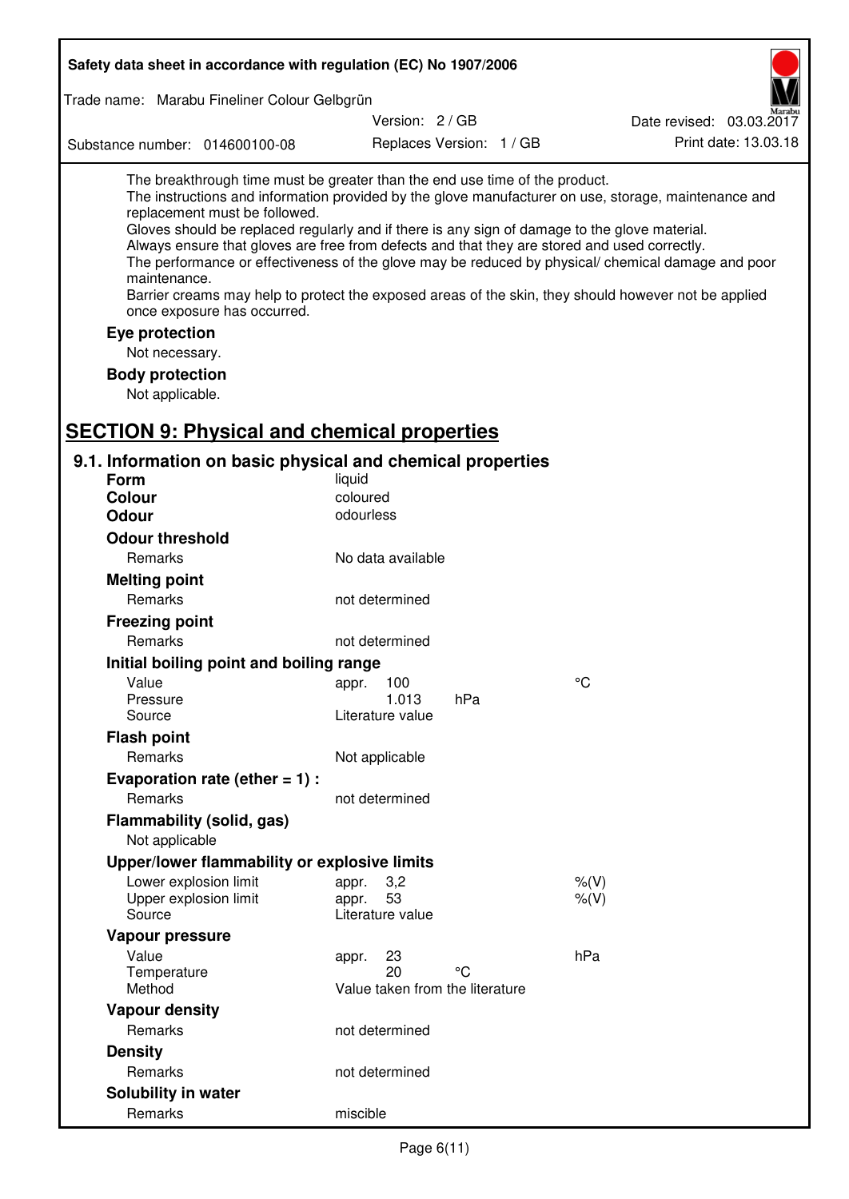The breakthrough time must be greater than the end use time of the product.
The instructions and information provided by the glove manufacturer on use, storage, maintenance and replacement must be followed.
Gloves should be replaced regularly and if there is any sign of damage to the glove material.
Always ensure that gloves are free from defects and that they are stored and used correctly.
The performance or effectiveness of the glove may be reduced by physical/ chemical damage and poor maintenance.
Barrier creams may help to protect the exposed areas of the skin, they should however not be applied once exposure has occurred.

**Eye protection**

Not necessary.

**Body protection**

Not applicable.

## SECTION 9: Physical and chemical properties

### 9.1. Information on basic physical and chemical properties

| | | | |
|---|---|---|---|
| **Form** | liquid | | |
| **Colour** | coloured | | |
| **Odour** | odourless | | |
| **Odour threshold** | | | |
| Remarks | No data available | | |
| **Melting point** | | | |
| Remarks | not determined | | |
| **Freezing point** | | | |
| Remarks | not determined | | |
| **Initial boiling point and boiling range** | | | |
| Value | appr. 100 | | °C |
| Pressure | 1.013 | hPa | |
| Source | Literature value | | |
| **Flash point** | | | |
| Remarks | Not applicable | | |
| **Evaporation rate (ether = 1) :** | | | |
| Remarks | not determined | | |
| **Flammability (solid, gas)** | | | |
| Not applicable | | | |
| **Upper/lower flammability or explosive limits** | | | |
| Lower explosion limit | appr. 3,2 | | %(V) |
| Upper explosion limit | appr. 53 | | %(V) |
| Source | Literature value | | |
| **Vapour pressure** | | | |
| Value | appr. 23 | | hPa |
| Temperature | 20 | °C | |
| Method | Value taken from the literature | | |
| **Vapour density** | | | |
| Remarks | not determined | | |
| **Density** | | | |
| Remarks | not determined | | |
| **Solubility in water** | | | |
| Remarks | miscible | | |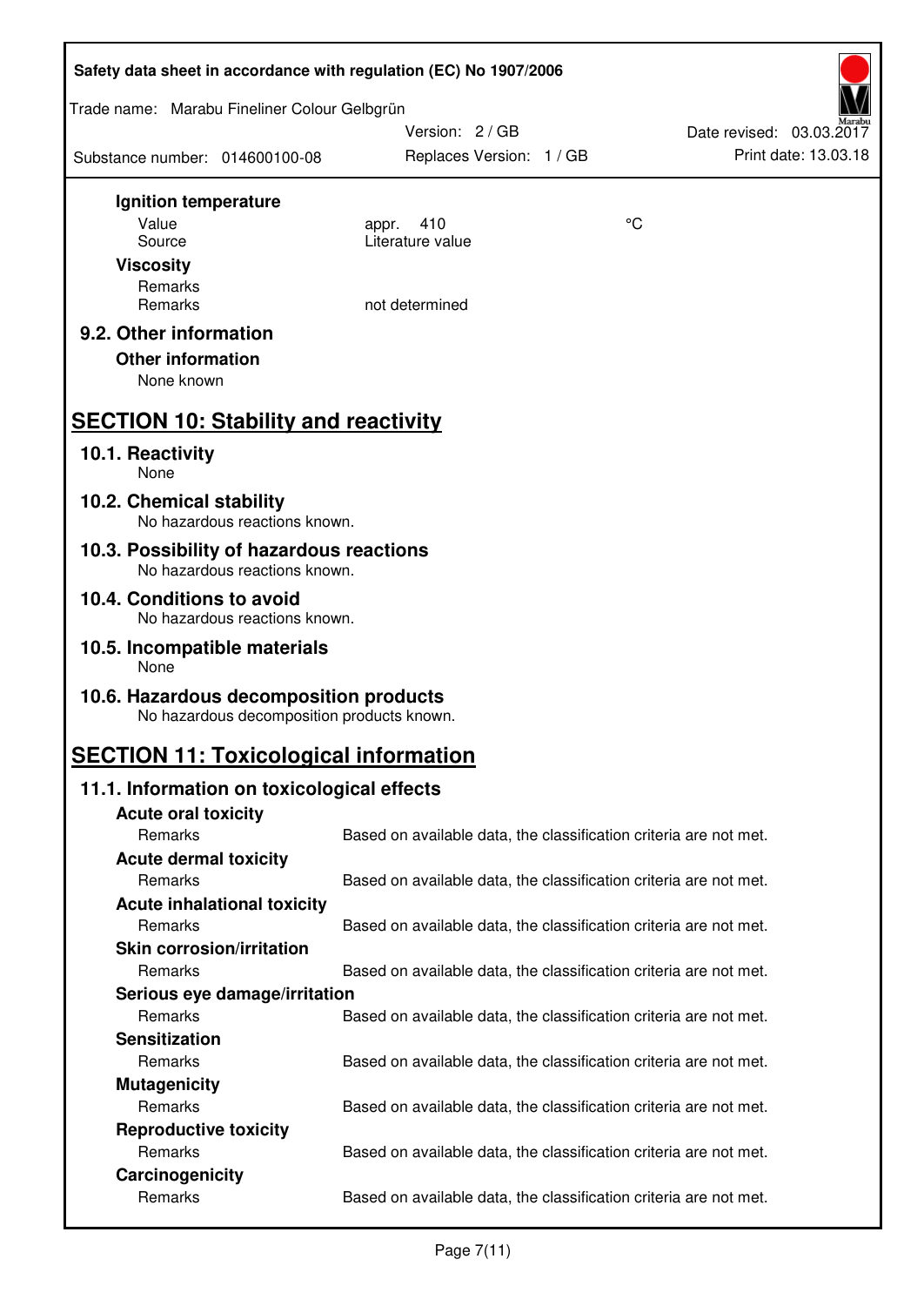**Ignition temperature**

| | | |
|---|---|---|
| Value | appr. 410 | °C |
| Source | Literature value | |

**Viscosity**

| | |
|---|---|
| Remarks | |
| Remarks | not determined |

### 9.2. Other information

**Other information**

None known

## SECTION 10: Stability and reactivity

### 10.1. Reactivity

None

### 10.2. Chemical stability

No hazardous reactions known.

### 10.3. Possibility of hazardous reactions

No hazardous reactions known.

### 10.4. Conditions to avoid

No hazardous reactions known.

### 10.5. Incompatible materials

None

### 10.6. Hazardous decomposition products

No hazardous decomposition products known.

## SECTION 11: Toxicological information

### 11.1. Information on toxicological effects

**Acute oral toxicity**

Remarks: Based on available data, the classification criteria are not met.

**Acute dermal toxicity**

Remarks: Based on available data, the classification criteria are not met.

**Acute inhalational toxicity**

Remarks: Based on available data, the classification criteria are not met.

**Skin corrosion/irritation**

Remarks: Based on available data, the classification criteria are not met.

**Serious eye damage/irritation**

Remarks: Based on available data, the classification criteria are not met.

**Sensitization**

Remarks: Based on available data, the classification criteria are not met.

**Mutagenicity**

Remarks: Based on available data, the classification criteria are not met.

**Reproductive toxicity**

Remarks: Based on available data, the classification criteria are not met.

**Carcinogenicity**

Remarks: Based on available data, the classification criteria are not met.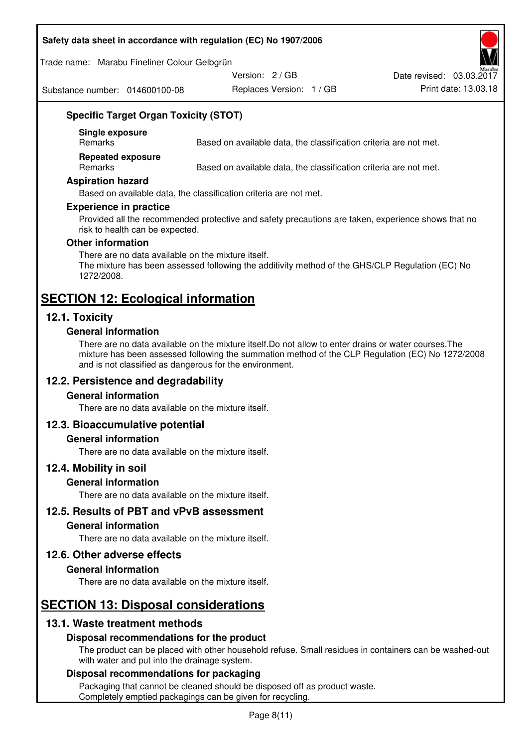### Specific Target Organ Toxicity (STOT)

**Single exposure**

| Remarks | Based on available data, the classification criteria are not met. |
| --- | --- |

**Repeated exposure**

| Remarks | Based on available data, the classification criteria are not met. |
| --- | --- |

### Aspiration hazard

Based on available data, the classification criteria are not met.

### Experience in practice

Provided all the recommended protective and safety precautions are taken, experience shows that no risk to health can be expected.

### Other information

There are no data available on the mixture itself.
The mixture has been assessed following the additivity method of the GHS/CLP Regulation (EC) No 1272/2008.

# SECTION 12: Ecological information

## 12.1. Toxicity

### General information

There are no data available on the mixture itself.Do not allow to enter drains or water courses.The mixture has been assessed following the summation method of the CLP Regulation (EC) No 1272/2008 and is not classified as dangerous for the environment.

## 12.2. Persistence and degradability

### General information

There are no data available on the mixture itself.

## 12.3. Bioaccumulative potential

### General information

There are no data available on the mixture itself.

## 12.4. Mobility in soil

### General information

There are no data available on the mixture itself.

## 12.5. Results of PBT and vPvB assessment

### General information

There are no data available on the mixture itself.

## 12.6. Other adverse effects

### General information

There are no data available on the mixture itself.

# SECTION 13: Disposal considerations

## 13.1. Waste treatment methods

### Disposal recommendations for the product

The product can be placed with other household refuse. Small residues in containers can be washed-out with water and put into the drainage system.

### Disposal recommendations for packaging

Packaging that cannot be cleaned should be disposed off as product waste.
Completely emptied packagings can be given for recycling.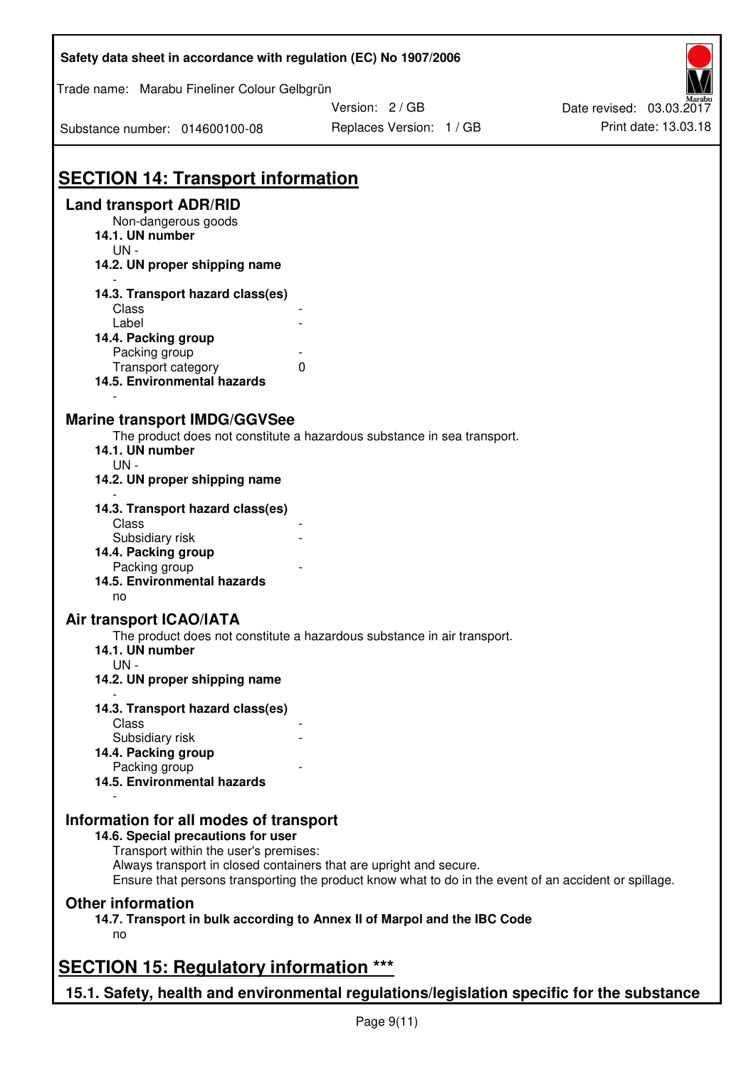## SECTION 14: Transport information

### Land transport ADR/RID

Non-dangerous goods

**14.1. UN number**

UN -

**14.2. UN proper shipping name**

-

**14.3. Transport hazard class(es)**

| | |
|---|---|
| Class | - |
| Label | - |

**14.4. Packing group**

| | |
|---|---|
| Packing group | - |
| Transport category | 0 |

**14.5. Environmental hazards**

-

### Marine transport IMDG/GGVSee

The product does not constitute a hazardous substance in sea transport.

**14.1. UN number**

UN -

**14.2. UN proper shipping name**

-

**14.3. Transport hazard class(es)**

| | |
|---|---|
| Class | - |
| Subsidiary risk | - |

**14.4. Packing group**

| | |
|---|---|
| Packing group | - |

**14.5. Environmental hazards**

no

### Air transport ICAO/IATA

The product does not constitute a hazardous substance in air transport.

**14.1. UN number**

UN -

**14.2. UN proper shipping name**

-

**14.3. Transport hazard class(es)**

| | |
|---|---|
| Class | - |
| Subsidiary risk | - |

**14.4. Packing group**

| | |
|---|---|
| Packing group | - |

**14.5. Environmental hazards**

-

### Information for all modes of transport

**14.6. Special precautions for user**

Transport within the user's premises:
Always transport in closed containers that are upright and secure.
Ensure that persons transporting the product know what to do in the event of an accident or spillage.

### Other information

**14.7. Transport in bulk according to Annex II of Marpol and the IBC Code**

no

## SECTION 15: Regulatory information ***

### 15.1. Safety, health and environmental regulations/legislation specific for the substance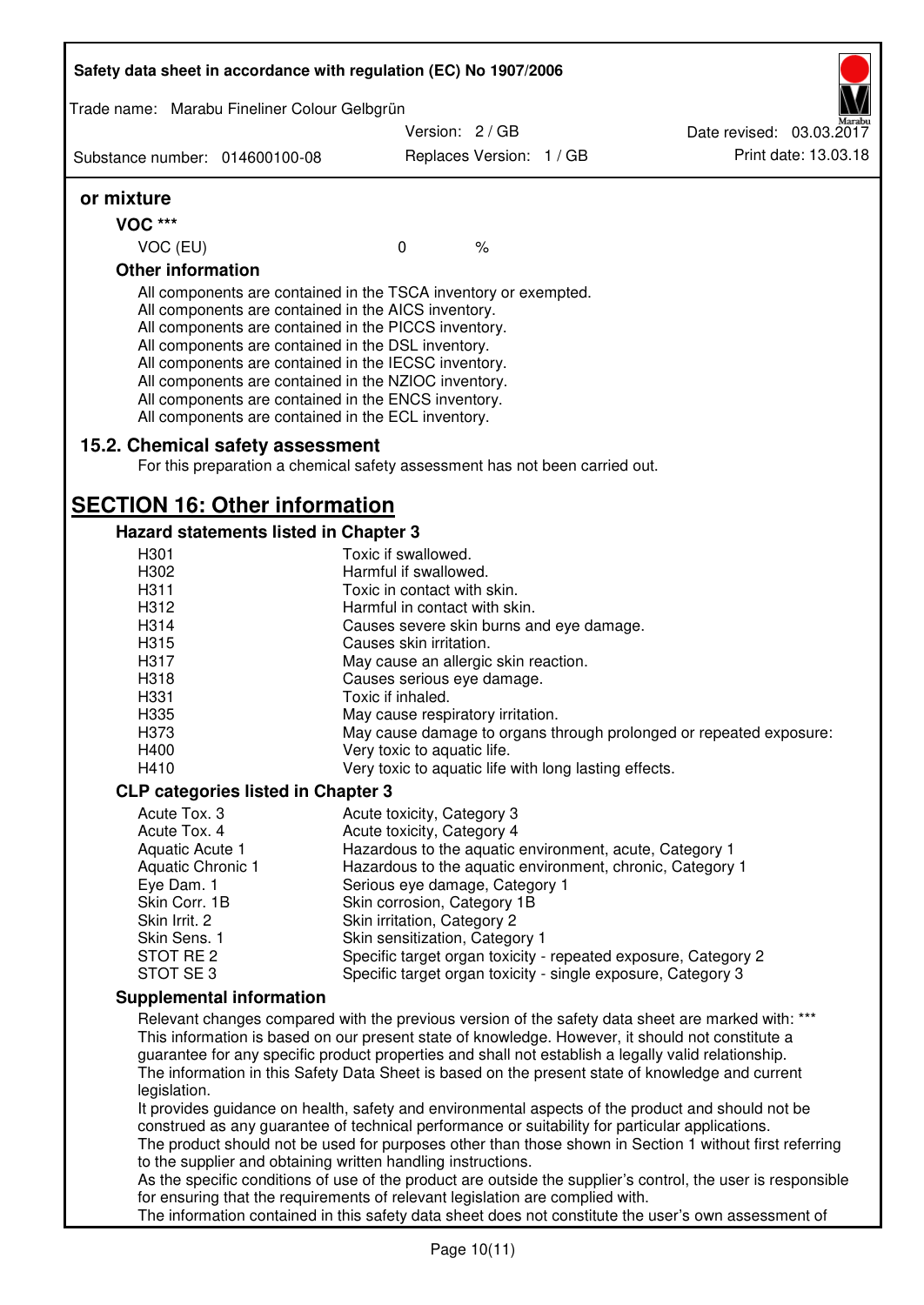**or mixture**

**VOC \*\*\***

| VOC (EU) | 0 | % |
|---|---|---|

**Other information**

All components are contained in the TSCA inventory or exempted.
All components are contained in the AICS inventory.
All components are contained in the PICCS inventory.
All components are contained in the DSL inventory.
All components are contained in the IECSC inventory.
All components are contained in the NZIOC inventory.
All components are contained in the ENCS inventory.
All components are contained in the ECL inventory.

## 15.2. Chemical safety assessment

For this preparation a chemical safety assessment has not been carried out.

# SECTION 16: Other information

### Hazard statements listed in Chapter 3

| | |
|---|---|
| H301 | Toxic if swallowed. |
| H302 | Harmful if swallowed. |
| H311 | Toxic in contact with skin. |
| H312 | Harmful in contact with skin. |
| H314 | Causes severe skin burns and eye damage. |
| H315 | Causes skin irritation. |
| H317 | May cause an allergic skin reaction. |
| H318 | Causes serious eye damage. |
| H331 | Toxic if inhaled. |
| H335 | May cause respiratory irritation. |
| H373 | May cause damage to organs through prolonged or repeated exposure: |
| H400 | Very toxic to aquatic life. |
| H410 | Very toxic to aquatic life with long lasting effects. |

### CLP categories listed in Chapter 3

| | |
|---|---|
| Acute Tox. 3 | Acute toxicity, Category 3 |
| Acute Tox. 4 | Acute toxicity, Category 4 |
| Aquatic Acute 1 | Hazardous to the aquatic environment, acute, Category 1 |
| Aquatic Chronic 1 | Hazardous to the aquatic environment, chronic, Category 1 |
| Eye Dam. 1 | Serious eye damage, Category 1 |
| Skin Corr. 1B | Skin corrosion, Category 1B |
| Skin Irrit. 2 | Skin irritation, Category 2 |
| Skin Sens. 1 | Skin sensitization, Category 1 |
| STOT RE 2 | Specific target organ toxicity - repeated exposure, Category 2 |
| STOT SE 3 | Specific target organ toxicity - single exposure, Category 3 |

### Supplemental information

Relevant changes compared with the previous version of the safety data sheet are marked with: \*\*\*
This information is based on our present state of knowledge. However, it should not constitute a guarantee for any specific product properties and shall not establish a legally valid relationship.
The information in this Safety Data Sheet is based on the present state of knowledge and current legislation.
It provides guidance on health, safety and environmental aspects of the product and should not be construed as any guarantee of technical performance or suitability for particular applications.
The product should not be used for purposes other than those shown in Section 1 without first referring to the supplier and obtaining written handling instructions.
As the specific conditions of use of the product are outside the supplier's control, the user is responsible for ensuring that the requirements of relevant legislation are complied with.
The information contained in this safety data sheet does not constitute the user's own assessment of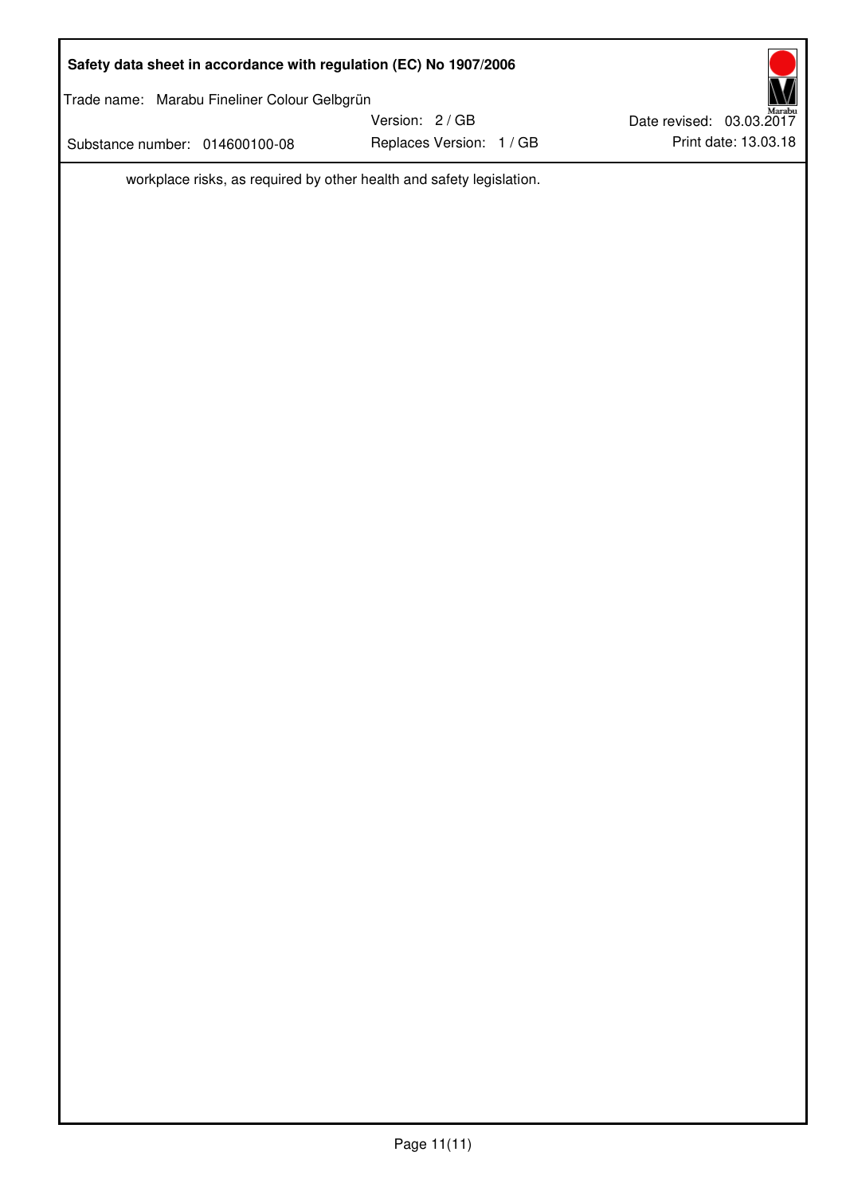workplace risks, as required by other health and safety legislation.